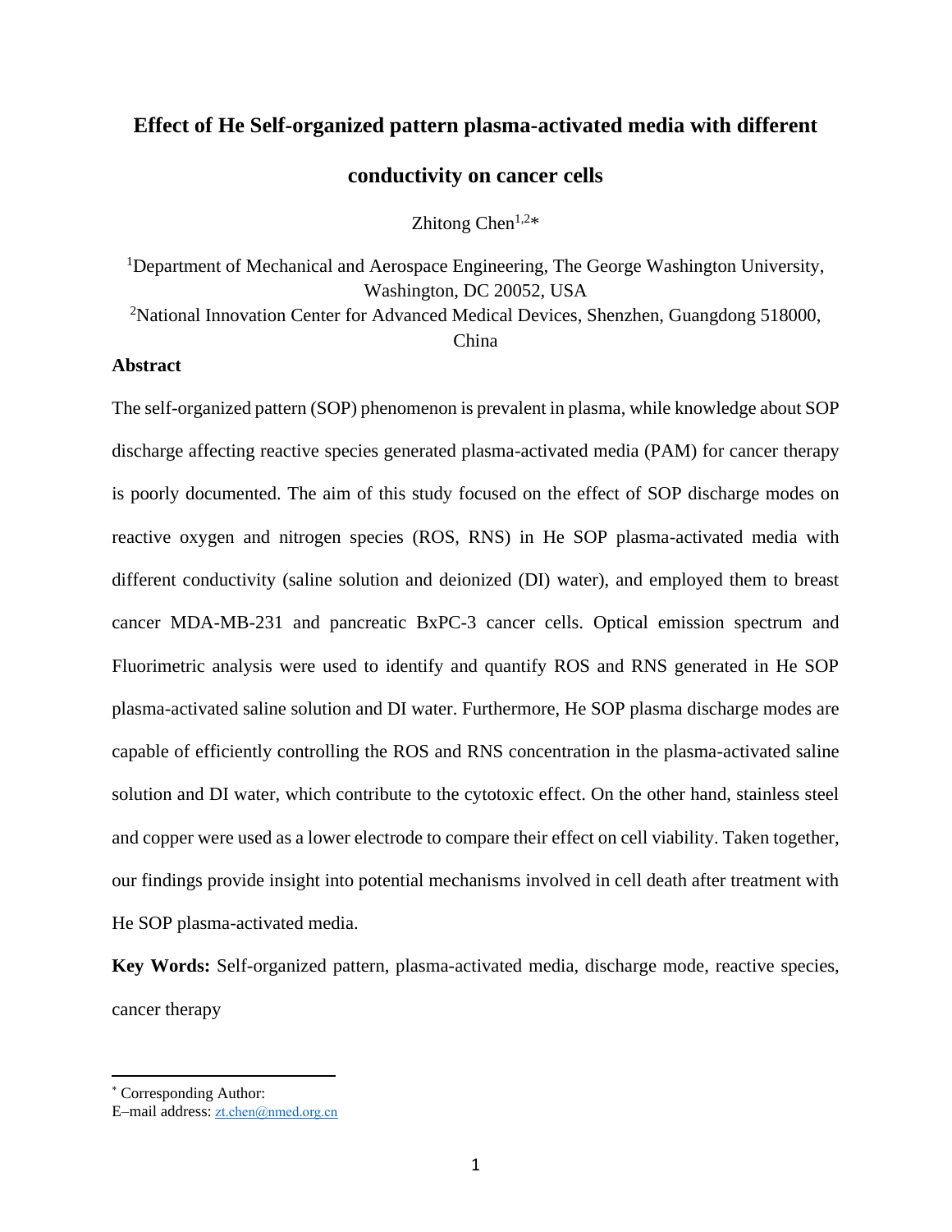# Effect of He Self-organized pattern plasma-activated media with different conductivity on cancer cells

Zhitong Chen[1,2]*

[1]Department of Mechanical and Aerospace Engineering, The George Washington University, Washington, DC 20052, USA

[2]National Innovation Center for Advanced Medical Devices, Shenzhen, Guangdong 518000, China

## Abstract

The self-organized pattern (SOP) phenomenon is prevalent in plasma, while knowledge about SOP discharge affecting reactive species generated plasma-activated media (PAM) for cancer therapy is poorly documented. The aim of this study focused on the effect of SOP discharge modes on reactive oxygen and nitrogen species (ROS, RNS) in He SOP plasma-activated media with different conductivity (saline solution and deionized (DI) water), and employed them to breast cancer MDA-MB-231 and pancreatic BxPC-3 cancer cells. Optical emission spectrum and Fluorimetric analysis were used to identify and quantify ROS and RNS generated in He SOP plasma-activated saline solution and DI water. Furthermore, He SOP plasma discharge modes are capable of efficiently controlling the ROS and RNS concentration in the plasma-activated saline solution and DI water, which contribute to the cytotoxic effect. On the other hand, stainless steel and copper were used as a lower electrode to compare their effect on cell viability. Taken together, our findings provide insight into potential mechanisms involved in cell death after treatment with He SOP plasma-activated media.

**Key Words:** Self-organized pattern, plasma-activated media, discharge mode, reactive species, cancer therapy

---

* Corresponding Author:
E–mail address: zt.chen@nmed.org.cn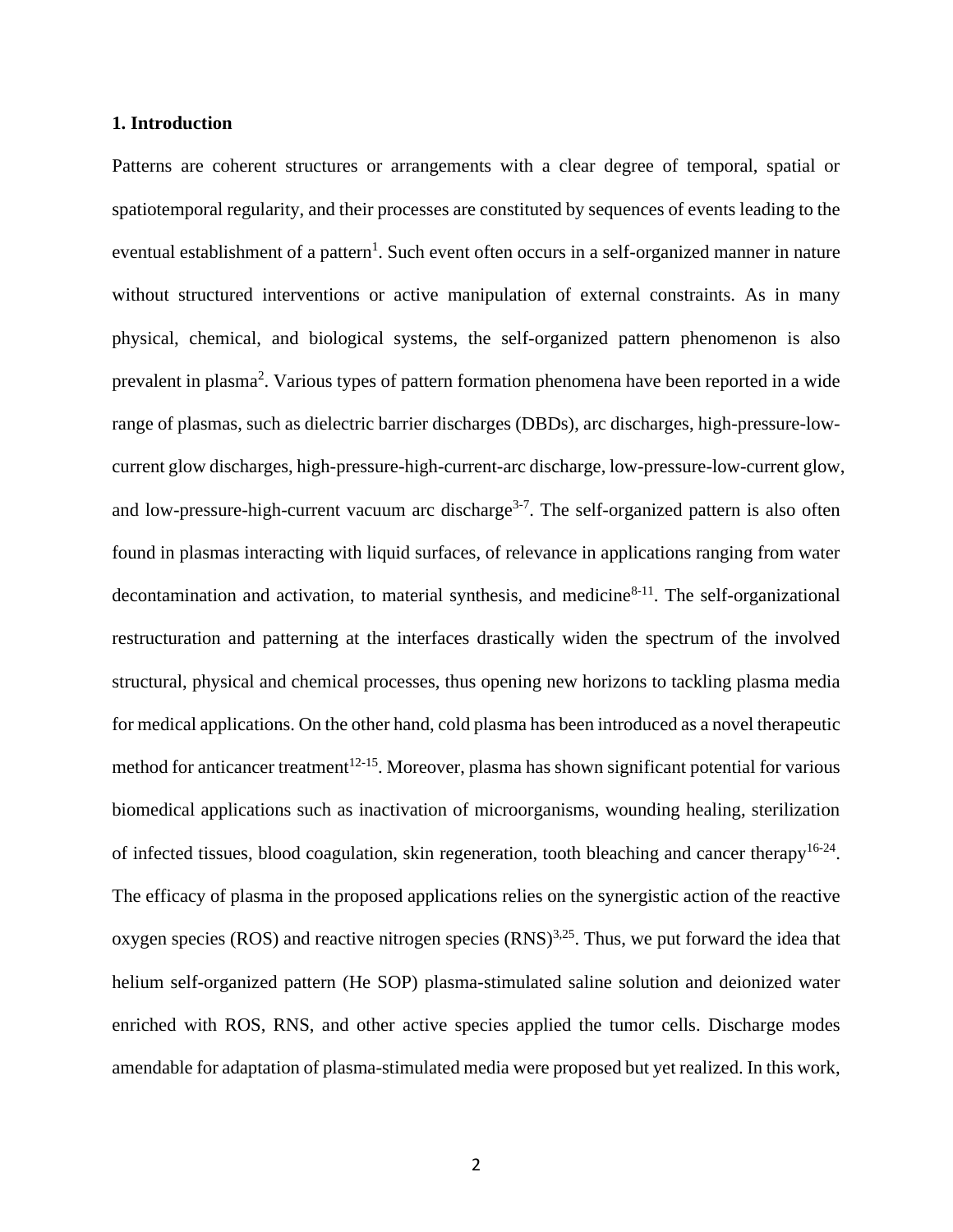## 1. Introduction

Patterns are coherent structures or arrangements with a clear degree of temporal, spatial or spatiotemporal regularity, and their processes are constituted by sequences of events leading to the eventual establishment of a pattern[1]. Such event often occurs in a self-organized manner in nature without structured interventions or active manipulation of external constraints. As in many physical, chemical, and biological systems, the self-organized pattern phenomenon is also prevalent in plasma[2]. Various types of pattern formation phenomena have been reported in a wide range of plasmas, such as dielectric barrier discharges (DBDs), arc discharges, high-pressure-low-current glow discharges, high-pressure-high-current-arc discharge, low-pressure-low-current glow, and low-pressure-high-current vacuum arc discharge[3-7]. The self-organized pattern is also often found in plasmas interacting with liquid surfaces, of relevance in applications ranging from water decontamination and activation, to material synthesis, and medicine[8-11]. The self-organizational restructuration and patterning at the interfaces drastically widen the spectrum of the involved structural, physical and chemical processes, thus opening new horizons to tackling plasma media for medical applications. On the other hand, cold plasma has been introduced as a novel therapeutic method for anticancer treatment[12-15]. Moreover, plasma has shown significant potential for various biomedical applications such as inactivation of microorganisms, wounding healing, sterilization of infected tissues, blood coagulation, skin regeneration, tooth bleaching and cancer therapy[16-24]. The efficacy of plasma in the proposed applications relies on the synergistic action of the reactive oxygen species (ROS) and reactive nitrogen species (RNS)[3,25]. Thus, we put forward the idea that helium self-organized pattern (He SOP) plasma-stimulated saline solution and deionized water enriched with ROS, RNS, and other active species applied the tumor cells. Discharge modes amendable for adaptation of plasma-stimulated media were proposed but yet realized. In this work,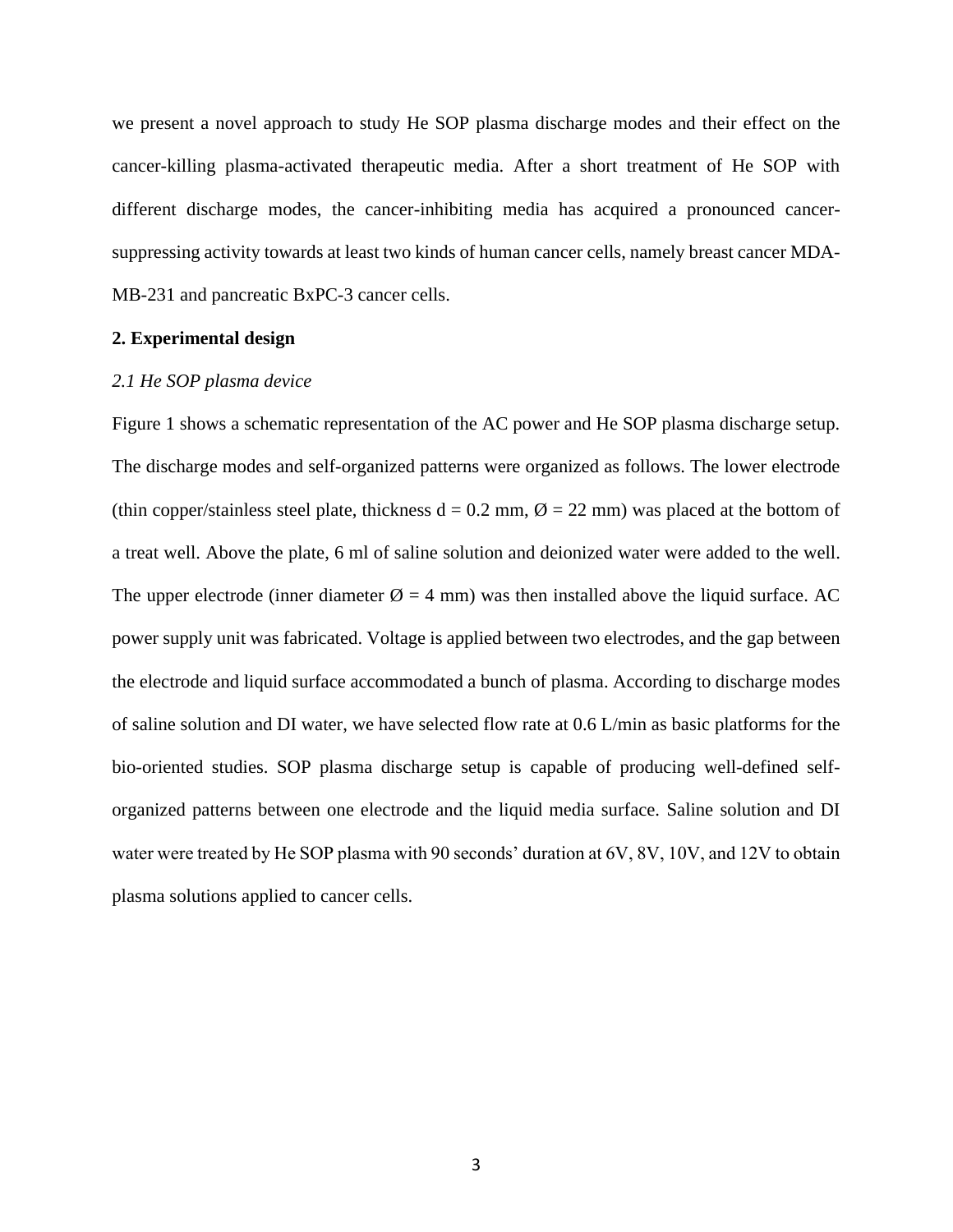we present a novel approach to study He SOP plasma discharge modes and their effect on the cancer-killing plasma-activated therapeutic media. After a short treatment of He SOP with different discharge modes, the cancer-inhibiting media has acquired a pronounced cancer-suppressing activity towards at least two kinds of human cancer cells, namely breast cancer MDA-MB-231 and pancreatic BxPC-3 cancer cells.

## 2. Experimental design

### *2.1 He SOP plasma device*

Figure 1 shows a schematic representation of the AC power and He SOP plasma discharge setup. The discharge modes and self-organized patterns were organized as follows. The lower electrode (thin copper/stainless steel plate, thickness d = 0.2 mm, Ø = 22 mm) was placed at the bottom of a treat well. Above the plate, 6 ml of saline solution and deionized water were added to the well. The upper electrode (inner diameter Ø = 4 mm) was then installed above the liquid surface. AC power supply unit was fabricated. Voltage is applied between two electrodes, and the gap between the electrode and liquid surface accommodated a bunch of plasma. According to discharge modes of saline solution and DI water, we have selected flow rate at 0.6 L/min as basic platforms for the bio-oriented studies. SOP plasma discharge setup is capable of producing well-defined self-organized patterns between one electrode and the liquid media surface. Saline solution and DI water were treated by He SOP plasma with 90 seconds' duration at 6V, 8V, 10V, and 12V to obtain plasma solutions applied to cancer cells.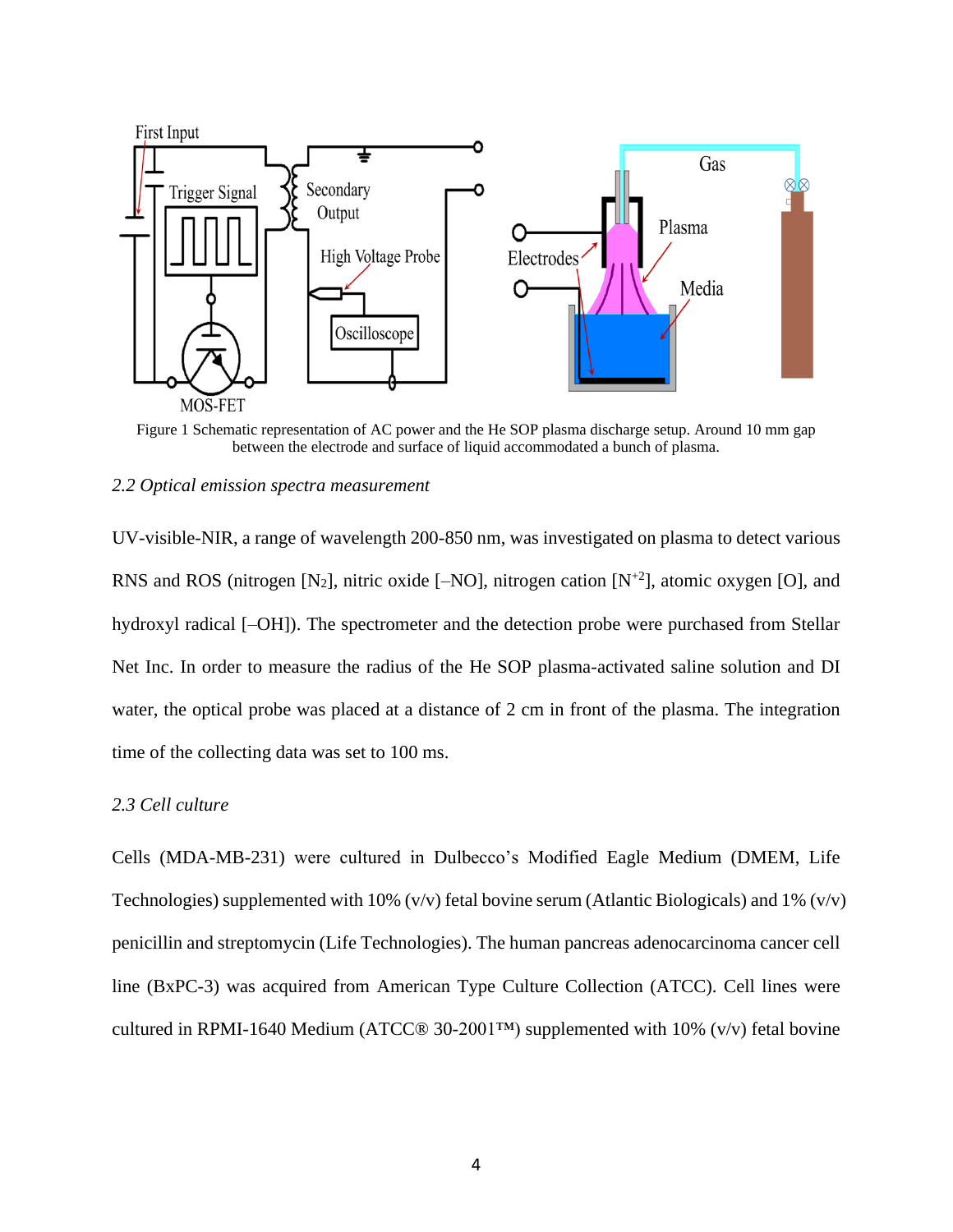Figure 1 Schematic representation of AC power and the He SOP plasma discharge setup. Around 10 mm gap between the electrode and surface of liquid accommodated a bunch of plasma.

*2.2 Optical emission spectra measurement*

UV-visible-NIR, a range of wavelength 200-850 nm, was investigated on plasma to detect various RNS and ROS (nitrogen [$N_2$], nitric oxide [–NO], nitrogen cation [$N^{+2}$], atomic oxygen [O], and hydroxyl radical [–OH]). The spectrometer and the detection probe were purchased from Stellar Net Inc. In order to measure the radius of the He SOP plasma-activated saline solution and DI water, the optical probe was placed at a distance of 2 cm in front of the plasma. The integration time of the collecting data was set to 100 ms.

*2.3 Cell culture*

Cells (MDA-MB-231) were cultured in Dulbecco's Modified Eagle Medium (DMEM, Life Technologies) supplemented with 10% (v/v) fetal bovine serum (Atlantic Biologicals) and 1% (v/v) penicillin and streptomycin (Life Technologies). The human pancreas adenocarcinoma cancer cell line (BxPC-3) was acquired from American Type Culture Collection (ATCC). Cell lines were cultured in RPMI-1640 Medium (ATCC® 30-2001™) supplemented with 10% (v/v) fetal bovine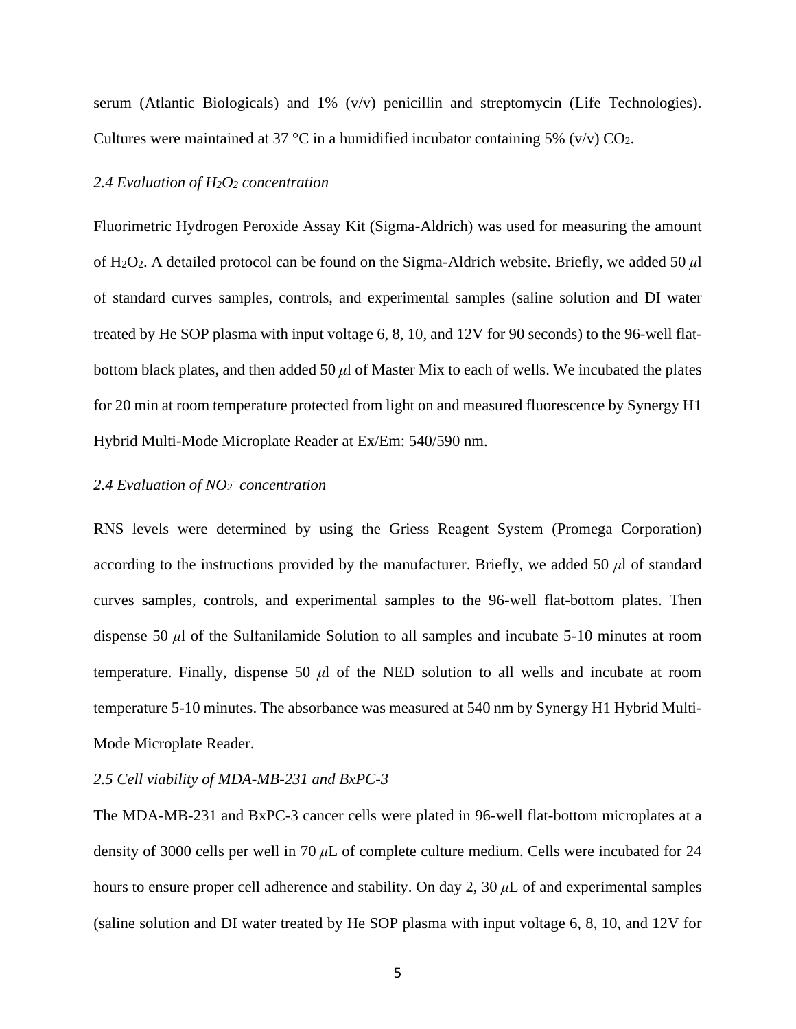serum (Atlantic Biologicals) and 1% (v/v) penicillin and streptomycin (Life Technologies). Cultures were maintained at 37 °C in a humidified incubator containing 5% (v/v) $CO_2$.

### *2.4 Evaluation of $H_2O_2$ concentration*

Fluorimetric Hydrogen Peroxide Assay Kit (Sigma-Aldrich) was used for measuring the amount of $H_2O_2$. A detailed protocol can be found on the Sigma-Aldrich website. Briefly, we added 50 $\mu$l of standard curves samples, controls, and experimental samples (saline solution and DI water treated by He SOP plasma with input voltage 6, 8, 10, and 12V for 90 seconds) to the 96-well flat-bottom black plates, and then added 50 $\mu$l of Master Mix to each of wells. We incubated the plates for 20 min at room temperature protected from light on and measured fluorescence by Synergy H1 Hybrid Multi-Mode Microplate Reader at Ex/Em: 540/590 nm.

### *2.4 Evaluation of $NO_2^-$ concentration*

RNS levels were determined by using the Griess Reagent System (Promega Corporation) according to the instructions provided by the manufacturer. Briefly, we added 50 $\mu$l of standard curves samples, controls, and experimental samples to the 96-well flat-bottom plates. Then dispense 50 $\mu$l of the Sulfanilamide Solution to all samples and incubate 5-10 minutes at room temperature. Finally, dispense 50 $\mu$l of the NED solution to all wells and incubate at room temperature 5-10 minutes. The absorbance was measured at 540 nm by Synergy H1 Hybrid Multi-Mode Microplate Reader.

### *2.5 Cell viability of MDA-MB-231 and BxPC-3*

The MDA-MB-231 and BxPC-3 cancer cells were plated in 96-well flat-bottom microplates at a density of 3000 cells per well in 70 $\mu$L of complete culture medium. Cells were incubated for 24 hours to ensure proper cell adherence and stability. On day 2, 30 $\mu$L of and experimental samples (saline solution and DI water treated by He SOP plasma with input voltage 6, 8, 10, and 12V for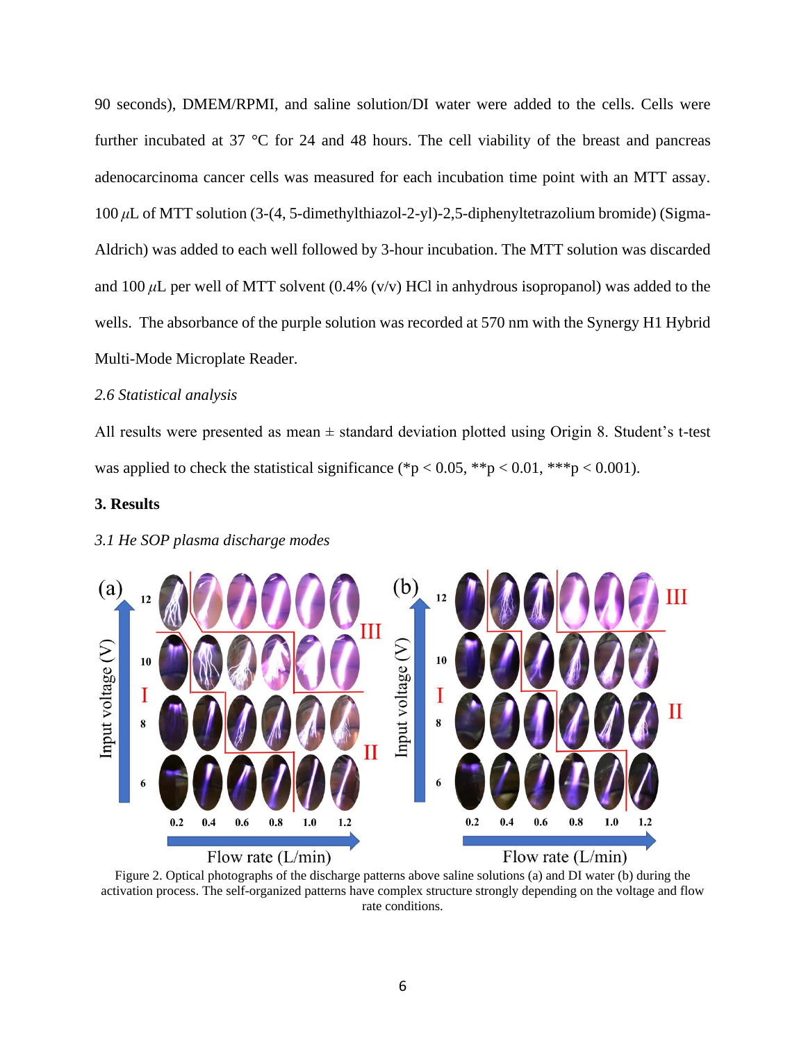90 seconds), DMEM/RPMI, and saline solution/DI water were added to the cells. Cells were further incubated at 37 °C for 24 and 48 hours. The cell viability of the breast and pancreas adenocarcinoma cancer cells was measured for each incubation time point with an MTT assay. 100 $\mu$L of MTT solution (3-(4, 5-dimethylthiazol-2-yl)-2,5-diphenyltetrazolium bromide) (Sigma-Aldrich) was added to each well followed by 3-hour incubation. The MTT solution was discarded and 100 $\mu$L per well of MTT solvent (0.4% (v/v) HCl in anhydrous isopropanol) was added to the wells. The absorbance of the purple solution was recorded at 570 nm with the Synergy H1 Hybrid Multi-Mode Microplate Reader.

*2.6 Statistical analysis*

All results were presented as mean ± standard deviation plotted using Origin 8. Student's t-test was applied to check the statistical significance (\*$p < 0.05$, \*\*$p < 0.01$, \*\*\*$p < 0.001$).

## 3. Results

*3.1 He SOP plasma discharge modes*

Figure 2. Optical photographs of the discharge patterns above saline solutions (a) and DI water (b) during the activation process. The self-organized patterns have complex structure strongly depending on the voltage and flow rate conditions.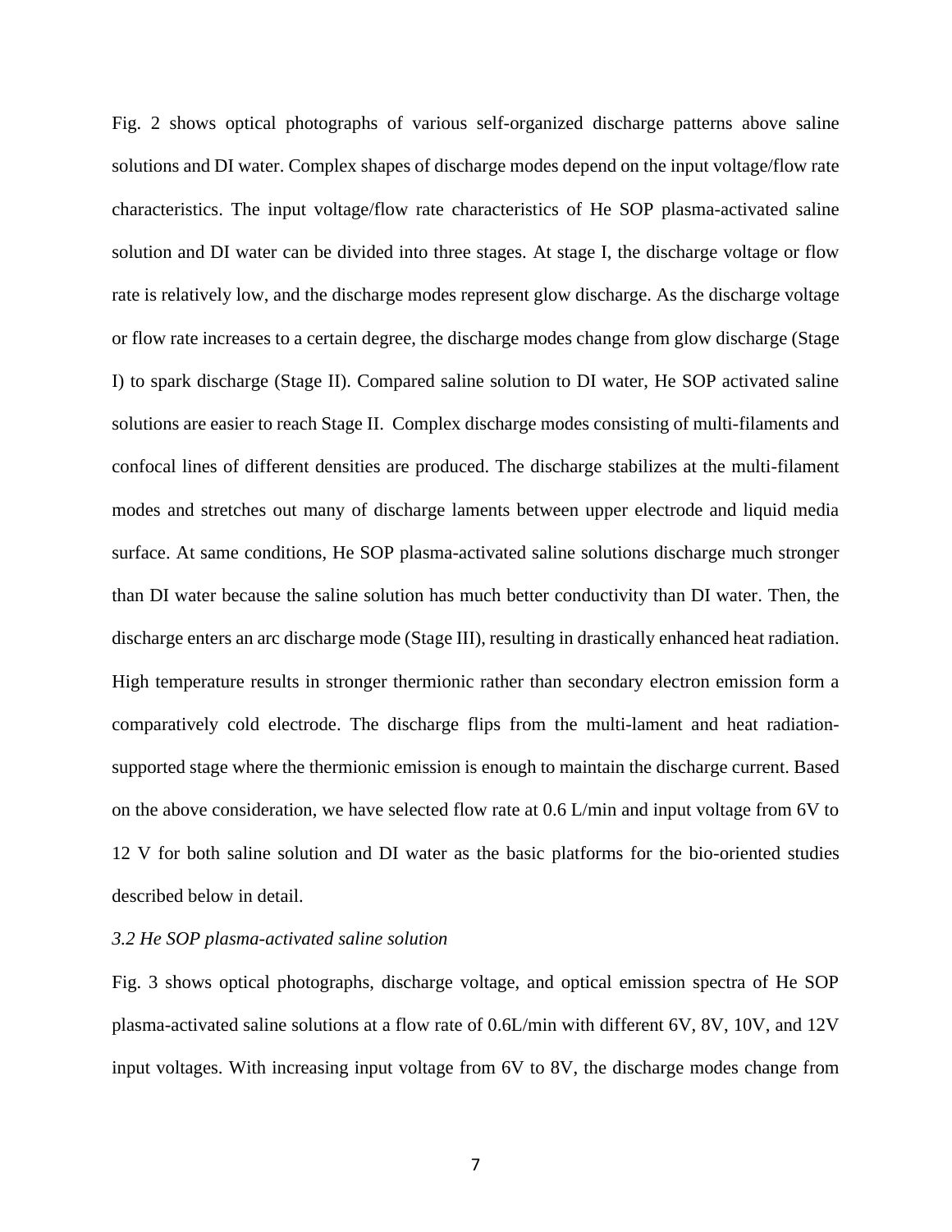Fig. 2 shows optical photographs of various self-organized discharge patterns above saline solutions and DI water. Complex shapes of discharge modes depend on the input voltage/flow rate characteristics. The input voltage/flow rate characteristics of He SOP plasma-activated saline solution and DI water can be divided into three stages. At stage I, the discharge voltage or flow rate is relatively low, and the discharge modes represent glow discharge. As the discharge voltage or flow rate increases to a certain degree, the discharge modes change from glow discharge (Stage I) to spark discharge (Stage II). Compared saline solution to DI water, He SOP activated saline solutions are easier to reach Stage II. Complex discharge modes consisting of multi-filaments and confocal lines of different densities are produced. The discharge stabilizes at the multi-filament modes and stretches out many of discharge laments between upper electrode and liquid media surface. At same conditions, He SOP plasma-activated saline solutions discharge much stronger than DI water because the saline solution has much better conductivity than DI water. Then, the discharge enters an arc discharge mode (Stage III), resulting in drastically enhanced heat radiation. High temperature results in stronger thermionic rather than secondary electron emission form a comparatively cold electrode. The discharge flips from the multi-lament and heat radiation-supported stage where the thermionic emission is enough to maintain the discharge current. Based on the above consideration, we have selected flow rate at 0.6 L/min and input voltage from 6V to 12 V for both saline solution and DI water as the basic platforms for the bio-oriented studies described below in detail.

*3.2 He SOP plasma-activated saline solution*

Fig. 3 shows optical photographs, discharge voltage, and optical emission spectra of He SOP plasma-activated saline solutions at a flow rate of 0.6L/min with different 6V, 8V, 10V, and 12V input voltages. With increasing input voltage from 6V to 8V, the discharge modes change from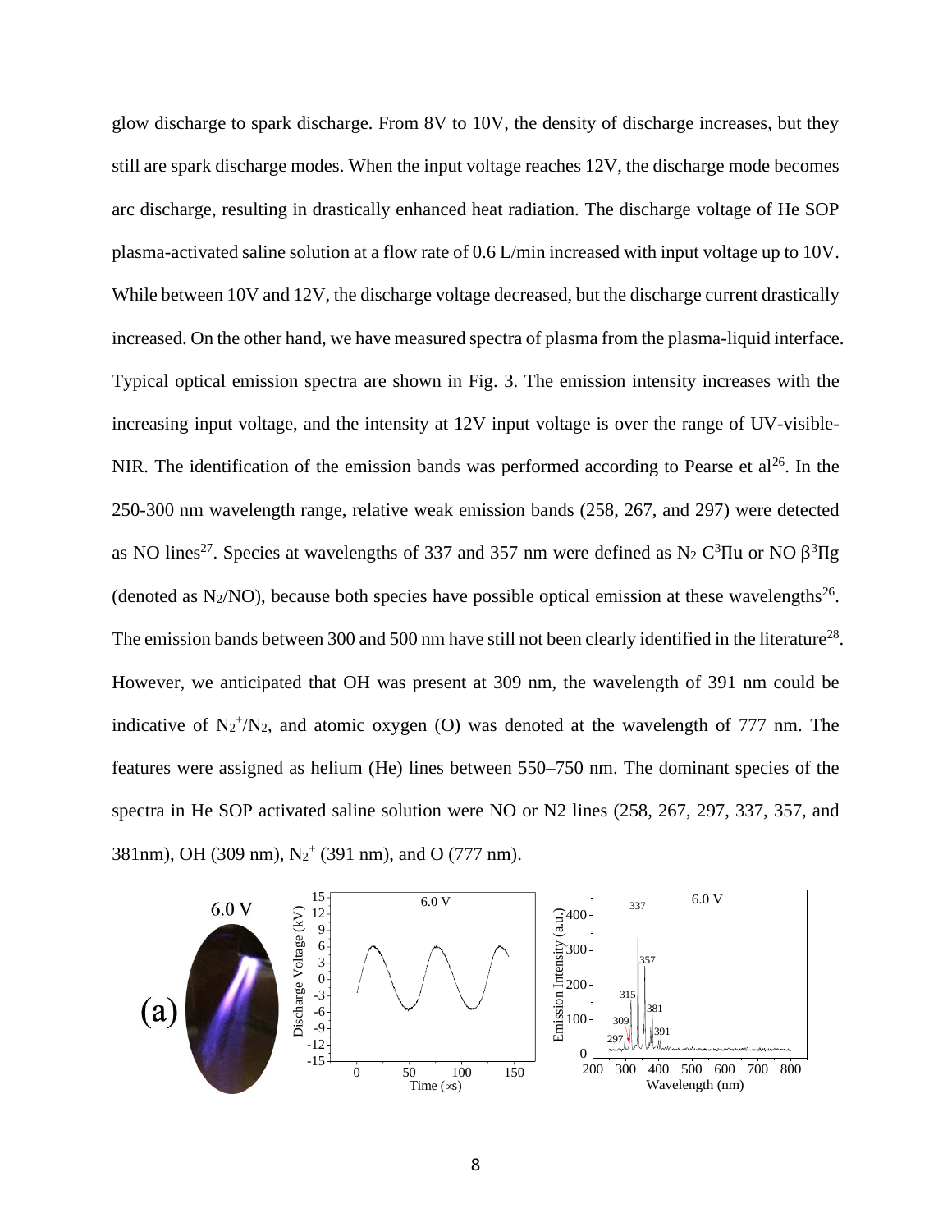glow discharge to spark discharge. From 8V to 10V, the density of discharge increases, but they still are spark discharge modes. When the input voltage reaches 12V, the discharge mode becomes arc discharge, resulting in drastically enhanced heat radiation. The discharge voltage of He SOP plasma-activated saline solution at a flow rate of 0.6 L/min increased with input voltage up to 10V. While between 10V and 12V, the discharge voltage decreased, but the discharge current drastically increased. On the other hand, we have measured spectra of plasma from the plasma-liquid interface. Typical optical emission spectra are shown in Fig. 3. The emission intensity increases with the increasing input voltage, and the intensity at 12V input voltage is over the range of UV-visible-NIR. The identification of the emission bands was performed according to Pearse et al[26]. In the 250-300 nm wavelength range, relative weak emission bands (258, 267, and 297) were detected as NO lines[27]. Species at wavelengths of 337 and 357 nm were defined as $N_2$ $C^3\Pi u$ or NO $\beta^3\Pi g$ (denoted as $N_2$/NO), because both species have possible optical emission at these wavelengths[26]. The emission bands between 300 and 500 nm have still not been clearly identified in the literature[28]. However, we anticipated that OH was present at 309 nm, the wavelength of 391 nm could be indicative of $N_2^+$/$N_2$, and atomic oxygen (O) was denoted at the wavelength of 777 nm. The features were assigned as helium (He) lines between 550–750 nm. The dominant species of the spectra in He SOP activated saline solution were NO or N2 lines (258, 267, 297, 337, 357, and 381nm), OH (309 nm), $N_2^+$ (391 nm), and O (777 nm).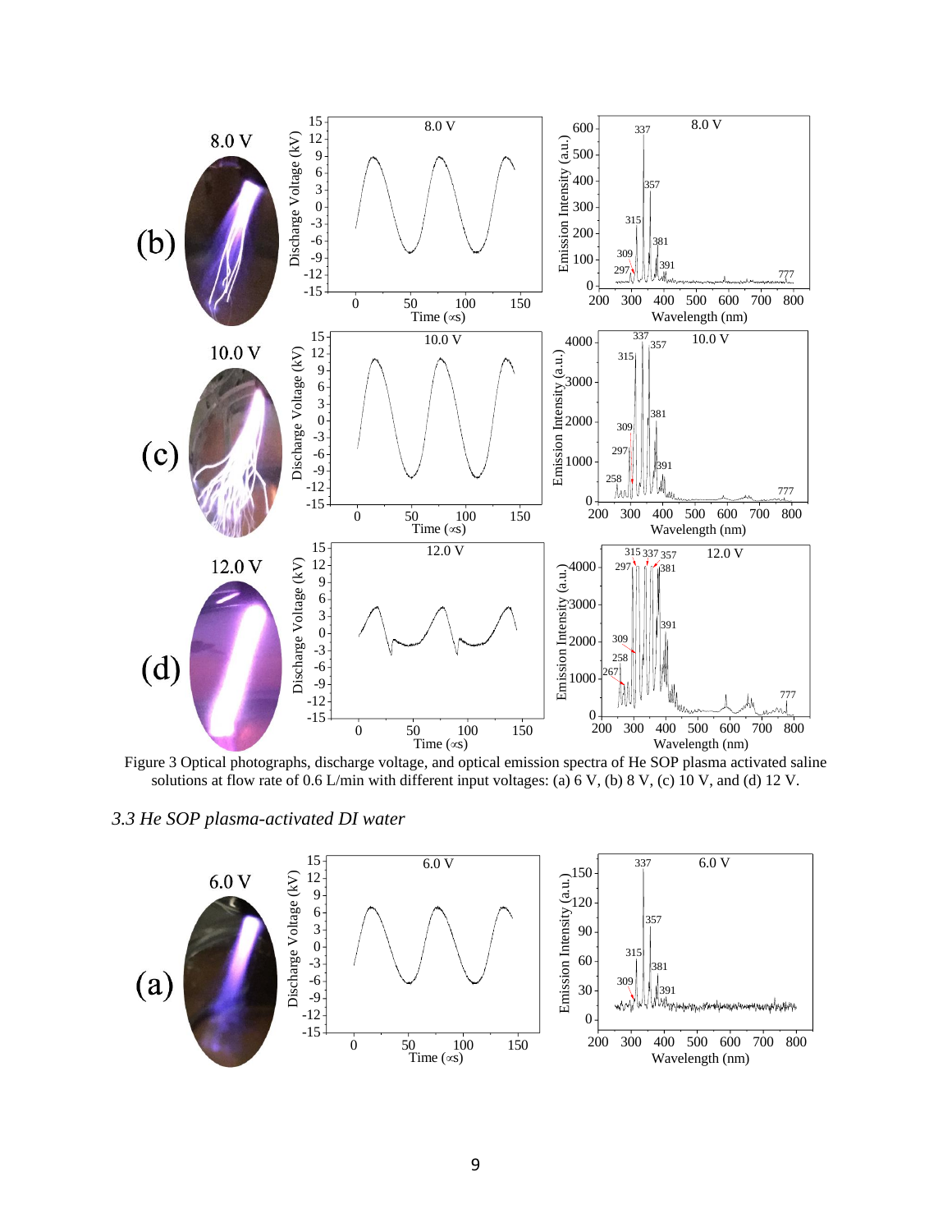Figure 3 Optical photographs, discharge voltage, and optical emission spectra of He SOP plasma activated saline solutions at flow rate of 0.6 L/min with different input voltages: (a) 6 V, (b) 8 V, (c) 10 V, and (d) 12 V.

### *3.3 He SOP plasma-activated DI water*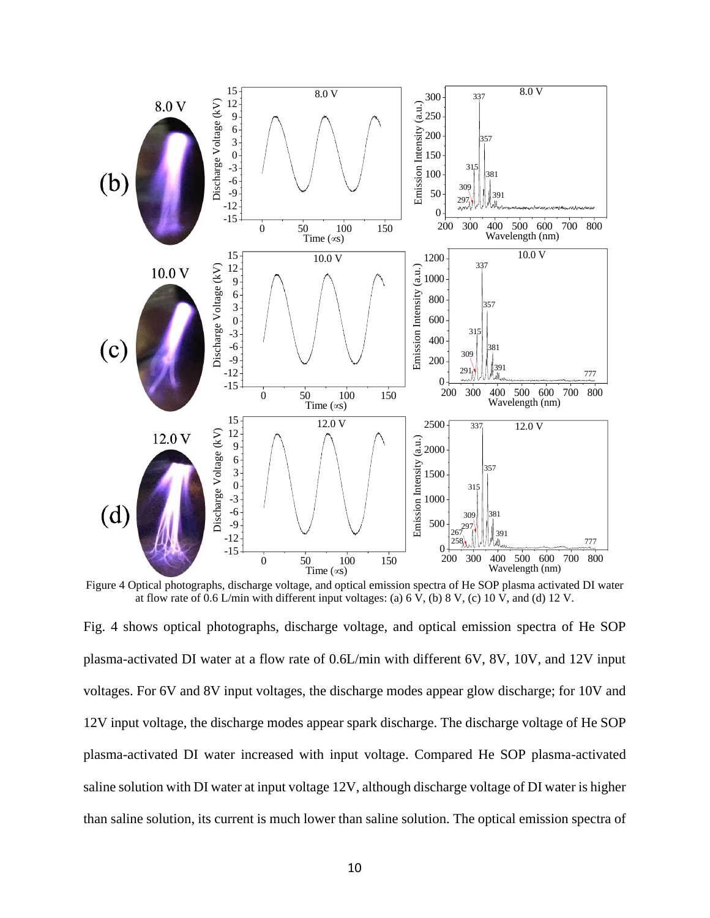Figure 4 Optical photographs, discharge voltage, and optical emission spectra of He SOP plasma activated DI water at flow rate of 0.6 L/min with different input voltages: (a) 6 V, (b) 8 V, (c) 10 V, and (d) 12 V.

Fig. 4 shows optical photographs, discharge voltage, and optical emission spectra of He SOP plasma-activated DI water at a flow rate of 0.6L/min with different 6V, 8V, 10V, and 12V input voltages. For 6V and 8V input voltages, the discharge modes appear glow discharge; for 10V and 12V input voltage, the discharge modes appear spark discharge. The discharge voltage of He SOP plasma-activated DI water increased with input voltage. Compared He SOP plasma-activated saline solution with DI water at input voltage 12V, although discharge voltage of DI water is higher than saline solution, its current is much lower than saline solution. The optical emission spectra of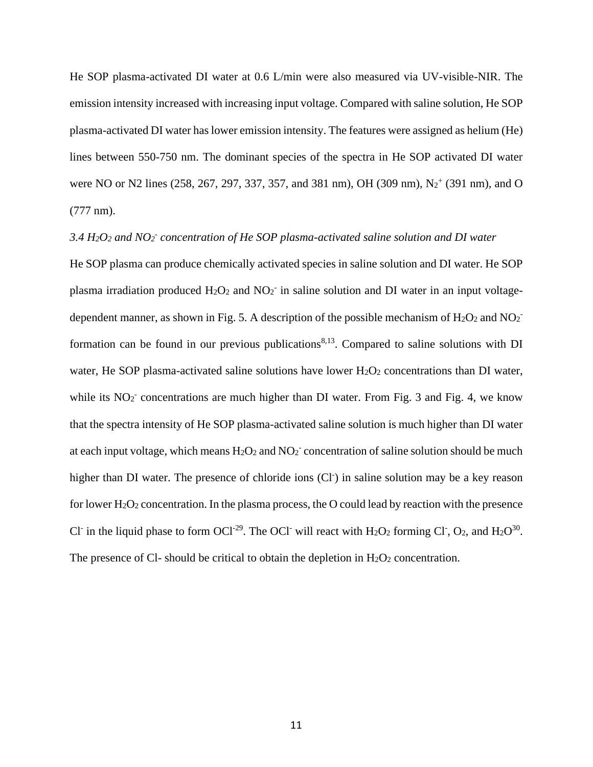He SOP plasma-activated DI water at 0.6 L/min were also measured via UV-visible-NIR. The emission intensity increased with increasing input voltage. Compared with saline solution, He SOP plasma-activated DI water has lower emission intensity. The features were assigned as helium (He) lines between 550-750 nm. The dominant species of the spectra in He SOP activated DI water were NO or N2 lines (258, 267, 297, 337, 357, and 381 nm), OH (309 nm), $N_2^+$ (391 nm), and O (777 nm).

### *3.4 $H_2O_2$ and $NO_2^-$ concentration of He SOP plasma-activated saline solution and DI water*

He SOP plasma can produce chemically activated species in saline solution and DI water. He SOP plasma irradiation produced $H_2O_2$ and $NO_2^-$ in saline solution and DI water in an input voltage-dependent manner, as shown in Fig. 5. A description of the possible mechanism of $H_2O_2$ and $NO_2^-$ formation can be found in our previous publications[8,13]. Compared to saline solutions with DI water, He SOP plasma-activated saline solutions have lower $H_2O_2$ concentrations than DI water, while its $NO_2^-$ concentrations are much higher than DI water. From Fig. 3 and Fig. 4, we know that the spectra intensity of He SOP plasma-activated saline solution is much higher than DI water at each input voltage, which means $H_2O_2$ and $NO_2^-$ concentration of saline solution should be much higher than DI water. The presence of chloride ions ($Cl^-$) in saline solution may be a key reason for lower $H_2O_2$ concentration. In the plasma process, the O could lead by reaction with the presence $Cl^-$ in the liquid phase to form $OCl^-$[29]. The $OCl^-$ will react with $H_2O_2$ forming $Cl^-$, $O_2$, and $H_2O$[30]. The presence of Cl- should be critical to obtain the depletion in $H_2O_2$ concentration.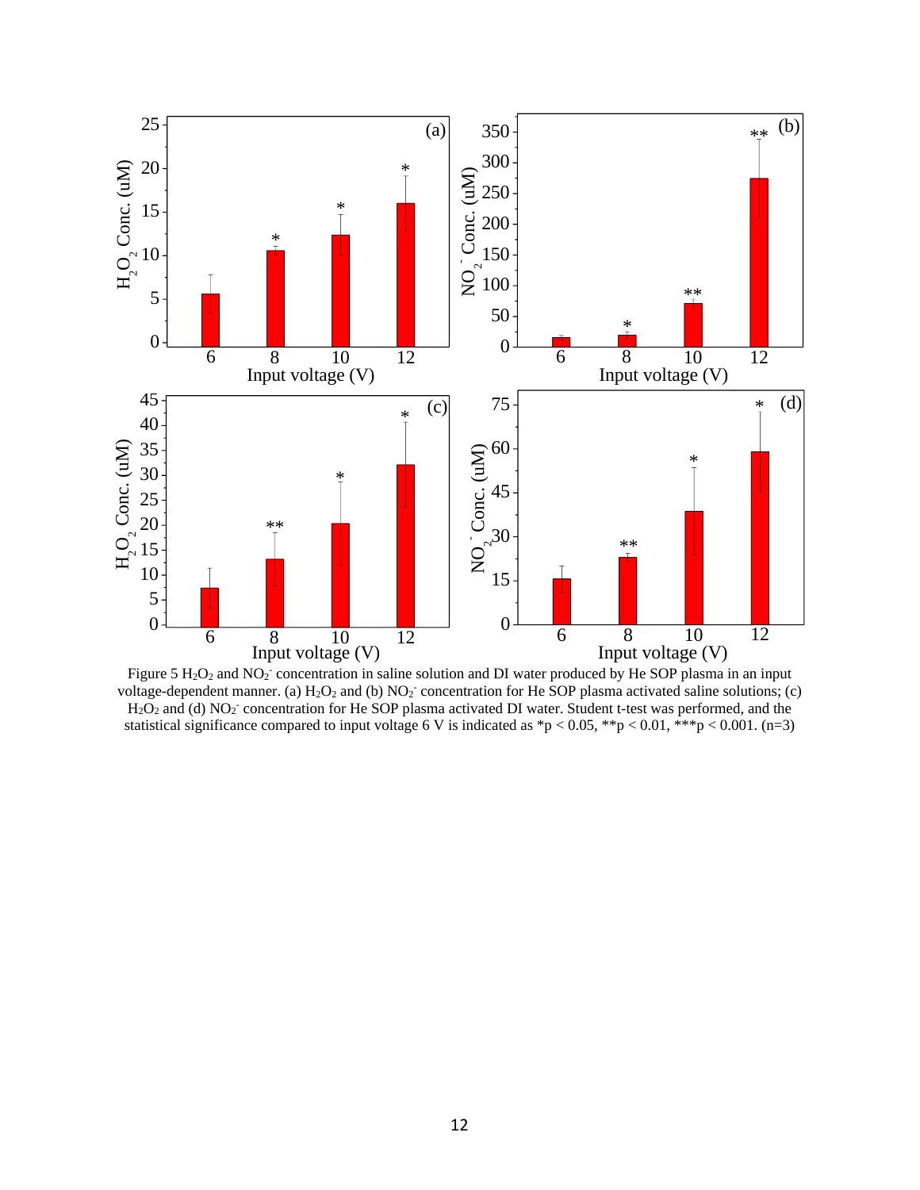Figure 5 $H_2O_2$ and $NO_2^-$ concentration in saline solution and DI water produced by He SOP plasma in an input voltage-dependent manner. (a) $H_2O_2$ and (b) $NO_2^-$ concentration for He SOP plasma activated saline solutions; (c) $H_2O_2$ and (d) $NO_2^-$ concentration for He SOP plasma activated DI water. Student t-test was performed, and the statistical significance compared to input voltage 6 V is indicated as *$p < 0.05$, **$p < 0.01$, ***$p < 0.001$. (n=3)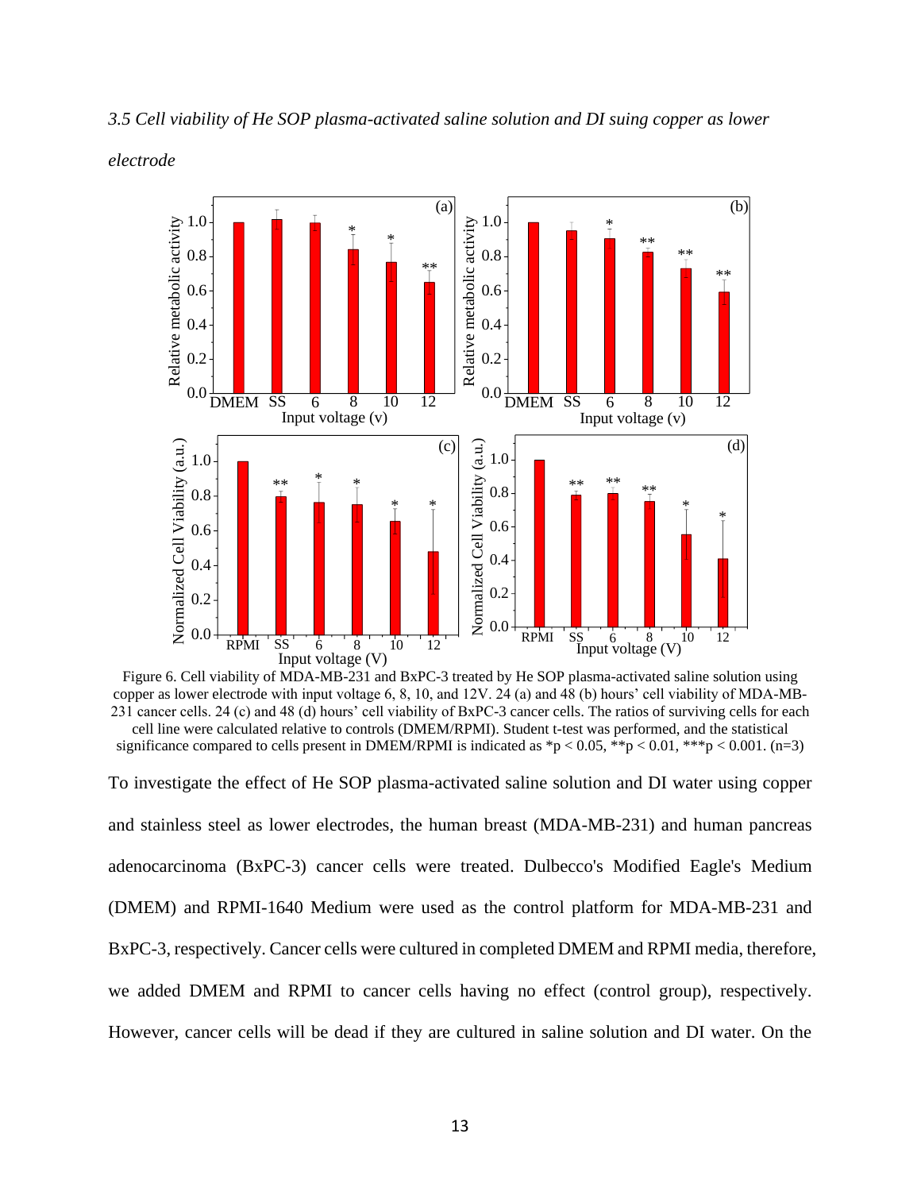*3.5 Cell viability of He SOP plasma-activated saline solution and DI suing copper as lower electrode*

Figure 6. Cell viability of MDA-MB-231 and BxPC-3 treated by He SOP plasma-activated saline solution using copper as lower electrode with input voltage 6, 8, 10, and 12V. 24 (a) and 48 (b) hours' cell viability of MDA-MB-231 cancer cells. 24 (c) and 48 (d) hours' cell viability of BxPC-3 cancer cells. The ratios of surviving cells for each cell line were calculated relative to controls (DMEM/RPMI). Student t-test was performed, and the statistical significance compared to cells present in DMEM/RPMI is indicated as *p < 0.05, **p < 0.01, ***p < 0.001. (n=3)

To investigate the effect of He SOP plasma-activated saline solution and DI water using copper and stainless steel as lower electrodes, the human breast (MDA-MB-231) and human pancreas adenocarcinoma (BxPC-3) cancer cells were treated. Dulbecco's Modified Eagle's Medium (DMEM) and RPMI-1640 Medium were used as the control platform for MDA-MB-231 and BxPC-3, respectively. Cancer cells were cultured in completed DMEM and RPMI media, therefore, we added DMEM and RPMI to cancer cells having no effect (control group), respectively. However, cancer cells will be dead if they are cultured in saline solution and DI water. On the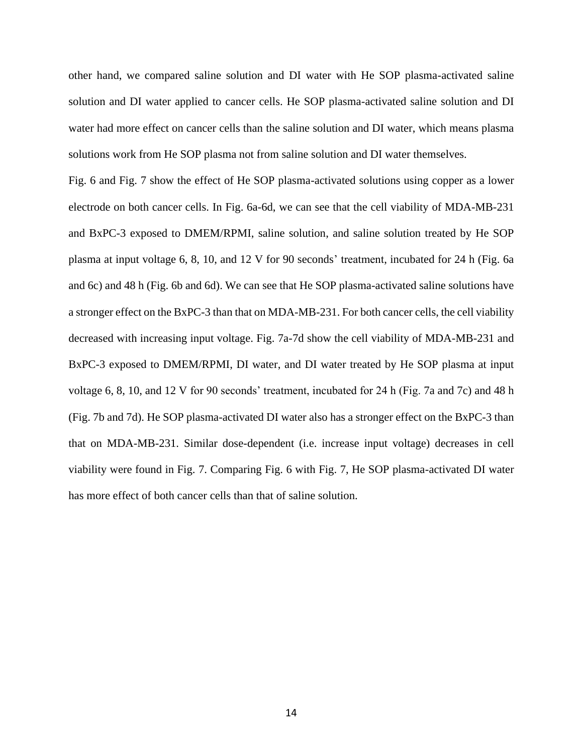other hand, we compared saline solution and DI water with He SOP plasma-activated saline solution and DI water applied to cancer cells. He SOP plasma-activated saline solution and DI water had more effect on cancer cells than the saline solution and DI water, which means plasma solutions work from He SOP plasma not from saline solution and DI water themselves.

Fig. 6 and Fig. 7 show the effect of He SOP plasma-activated solutions using copper as a lower electrode on both cancer cells. In Fig. 6a-6d, we can see that the cell viability of MDA-MB-231 and BxPC-3 exposed to DMEM/RPMI, saline solution, and saline solution treated by He SOP plasma at input voltage 6, 8, 10, and 12 V for 90 seconds' treatment, incubated for 24 h (Fig. 6a and 6c) and 48 h (Fig. 6b and 6d). We can see that He SOP plasma-activated saline solutions have a stronger effect on the BxPC-3 than that on MDA-MB-231. For both cancer cells, the cell viability decreased with increasing input voltage. Fig. 7a-7d show the cell viability of MDA-MB-231 and BxPC-3 exposed to DMEM/RPMI, DI water, and DI water treated by He SOP plasma at input voltage 6, 8, 10, and 12 V for 90 seconds' treatment, incubated for 24 h (Fig. 7a and 7c) and 48 h (Fig. 7b and 7d). He SOP plasma-activated DI water also has a stronger effect on the BxPC-3 than that on MDA-MB-231. Similar dose-dependent (i.e. increase input voltage) decreases in cell viability were found in Fig. 7. Comparing Fig. 6 with Fig. 7, He SOP plasma-activated DI water has more effect of both cancer cells than that of saline solution.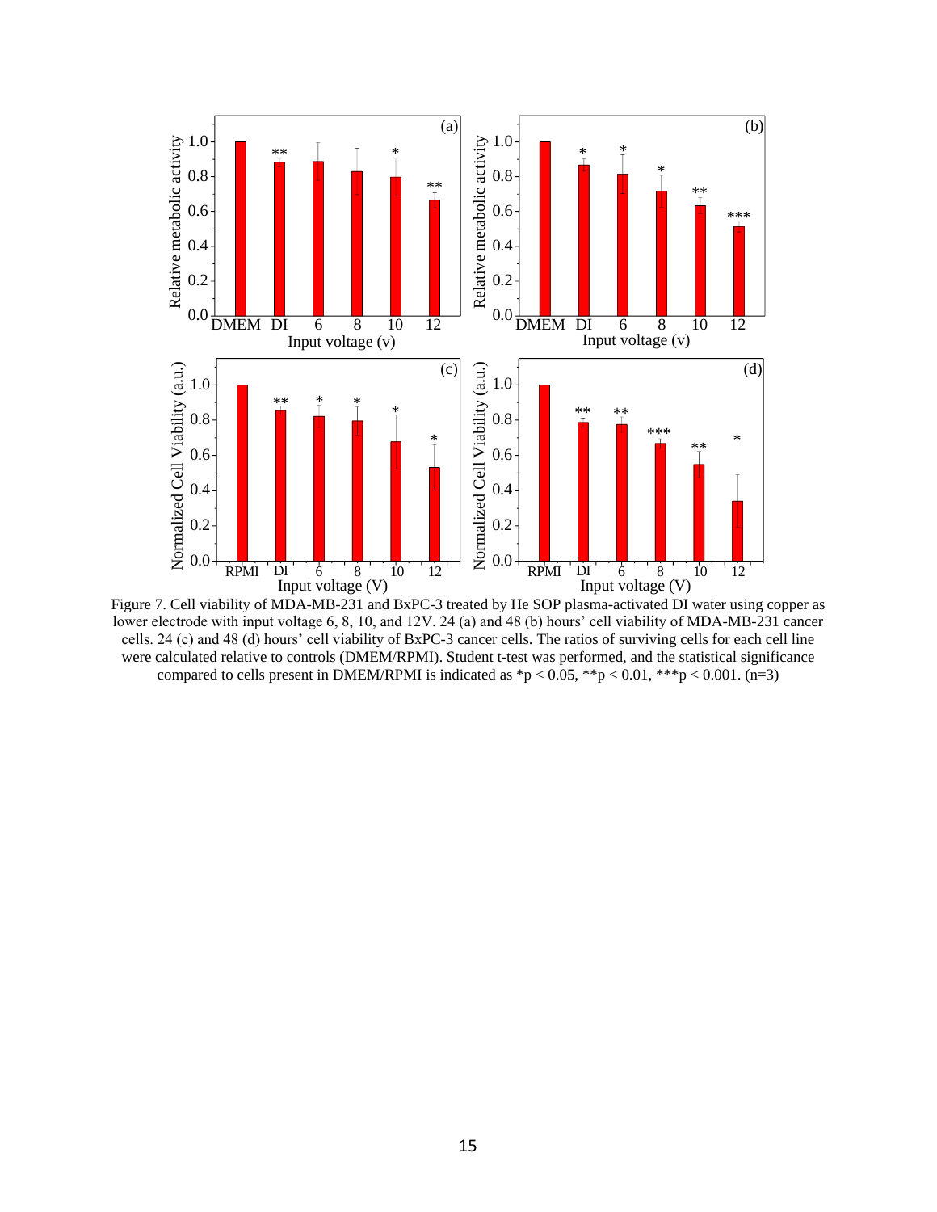Figure 7. Cell viability of MDA-MB-231 and BxPC-3 treated by He SOP plasma-activated DI water using copper as lower electrode with input voltage 6, 8, 10, and 12V. 24 (a) and 48 (b) hours' cell viability of MDA-MB-231 cancer cells. 24 (c) and 48 (d) hours' cell viability of BxPC-3 cancer cells. The ratios of surviving cells for each cell line were calculated relative to controls (DMEM/RPMI). Student t-test was performed, and the statistical significance compared to cells present in DMEM/RPMI is indicated as *$p < 0.05$, **$p < 0.01$, ***$p < 0.001$. (n=3)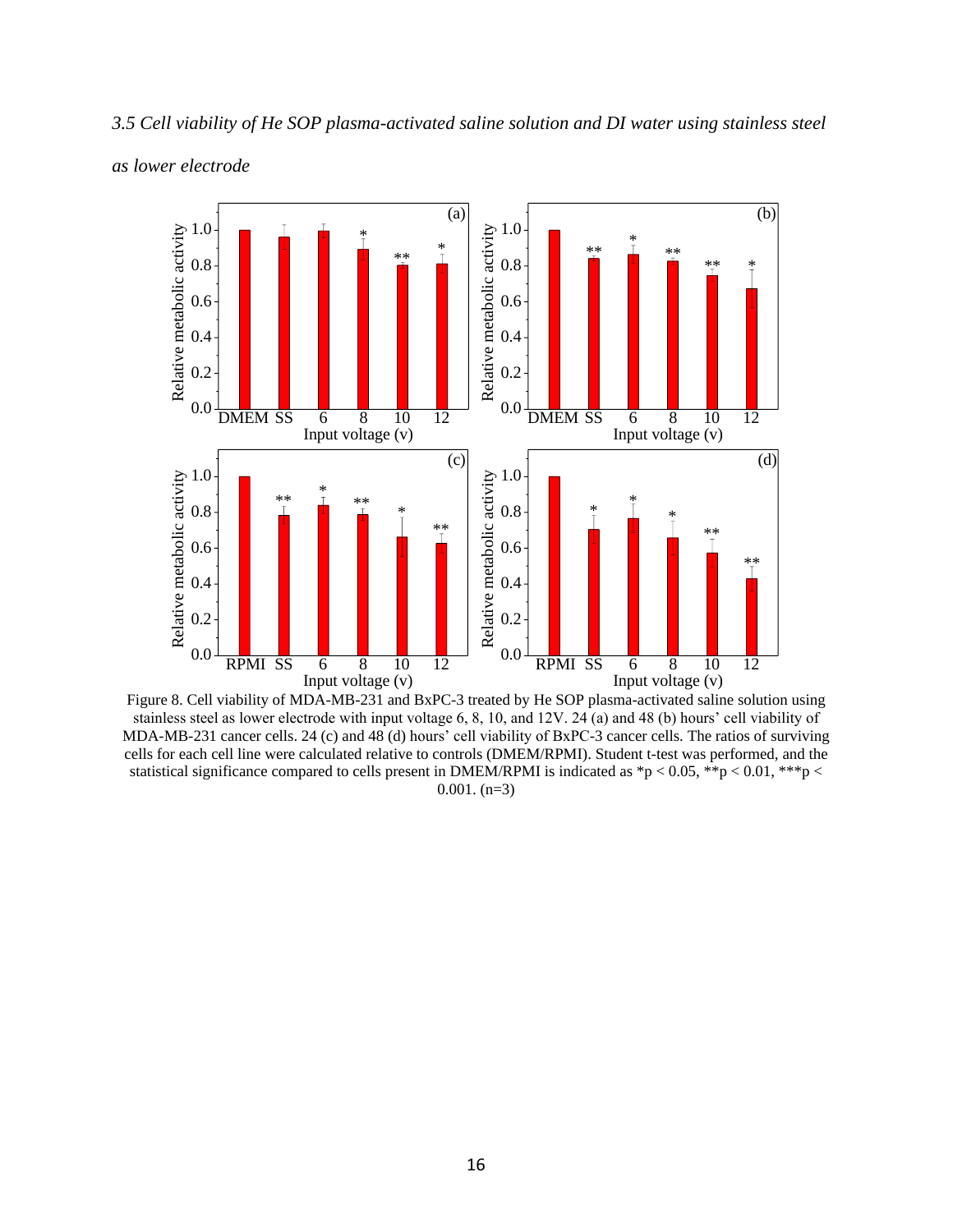*3.5 Cell viability of He SOP plasma-activated saline solution and DI water using stainless steel as lower electrode*

Figure 8. Cell viability of MDA-MB-231 and BxPC-3 treated by He SOP plasma-activated saline solution using stainless steel as lower electrode with input voltage 6, 8, 10, and 12V. 24 (a) and 48 (b) hours' cell viability of MDA-MB-231 cancer cells. 24 (c) and 48 (d) hours' cell viability of BxPC-3 cancer cells. The ratios of surviving cells for each cell line were calculated relative to controls (DMEM/RPMI). Student t-test was performed, and the statistical significance compared to cells present in DMEM/RPMI is indicated as *$p < 0.05$, **$p < 0.01$, ***$p < 0.001$. (n=3)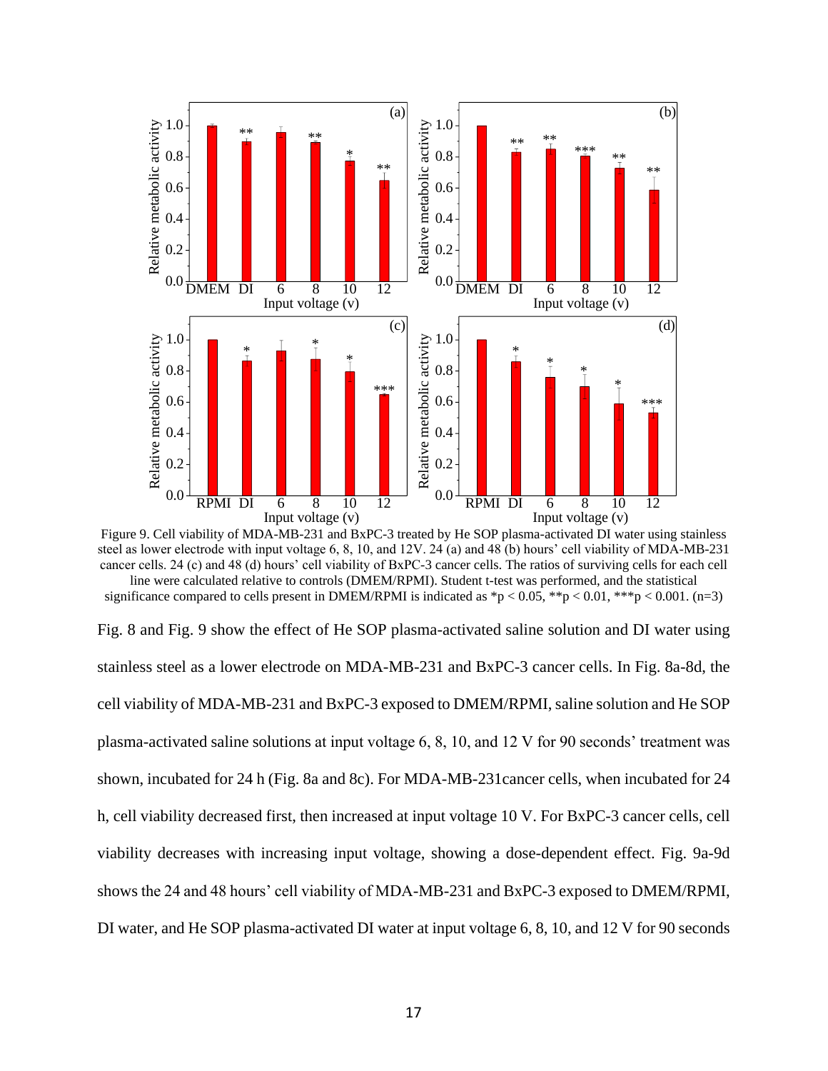Figure 9. Cell viability of MDA-MB-231 and BxPC-3 treated by He SOP plasma-activated DI water using stainless steel as lower electrode with input voltage 6, 8, 10, and 12V. 24 (a) and 48 (b) hours' cell viability of MDA-MB-231 cancer cells. 24 (c) and 48 (d) hours' cell viability of BxPC-3 cancer cells. The ratios of surviving cells for each cell line were calculated relative to controls (DMEM/RPMI). Student t-test was performed, and the statistical significance compared to cells present in DMEM/RPMI is indicated as *$p < 0.05$, **$p < 0.01$, ***$p < 0.001$. (n=3)

Fig. 8 and Fig. 9 show the effect of He SOP plasma-activated saline solution and DI water using stainless steel as a lower electrode on MDA-MB-231 and BxPC-3 cancer cells. In Fig. 8a-8d, the cell viability of MDA-MB-231 and BxPC-3 exposed to DMEM/RPMI, saline solution and He SOP plasma-activated saline solutions at input voltage 6, 8, 10, and 12 V for 90 seconds' treatment was shown, incubated for 24 h (Fig. 8a and 8c). For MDA-MB-231cancer cells, when incubated for 24 h, cell viability decreased first, then increased at input voltage 10 V. For BxPC-3 cancer cells, cell viability decreases with increasing input voltage, showing a dose-dependent effect. Fig. 9a-9d shows the 24 and 48 hours' cell viability of MDA-MB-231 and BxPC-3 exposed to DMEM/RPMI, DI water, and He SOP plasma-activated DI water at input voltage 6, 8, 10, and 12 V for 90 seconds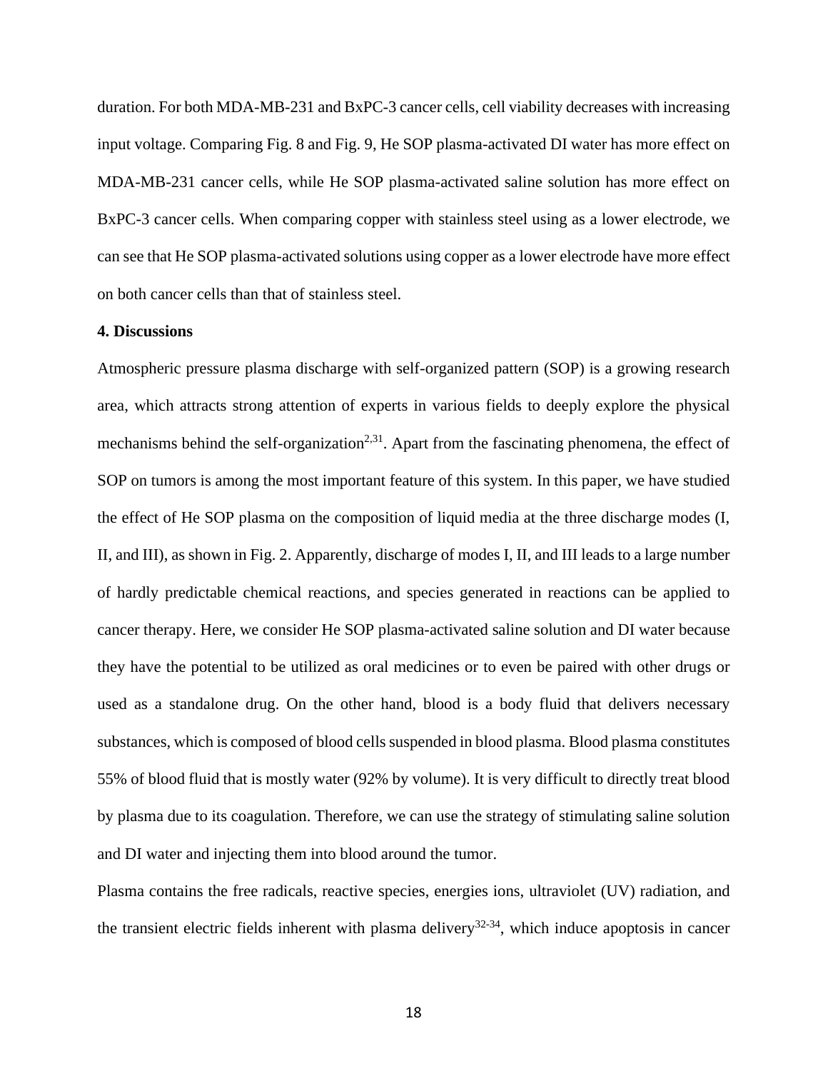duration. For both MDA-MB-231 and BxPC-3 cancer cells, cell viability decreases with increasing input voltage. Comparing Fig. 8 and Fig. 9, He SOP plasma-activated DI water has more effect on MDA-MB-231 cancer cells, while He SOP plasma-activated saline solution has more effect on BxPC-3 cancer cells. When comparing copper with stainless steel using as a lower electrode, we can see that He SOP plasma-activated solutions using copper as a lower electrode have more effect on both cancer cells than that of stainless steel.

**4. Discussions**

Atmospheric pressure plasma discharge with self-organized pattern (SOP) is a growing research area, which attracts strong attention of experts in various fields to deeply explore the physical mechanisms behind the self-organization[2,31]. Apart from the fascinating phenomena, the effect of SOP on tumors is among the most important feature of this system. In this paper, we have studied the effect of He SOP plasma on the composition of liquid media at the three discharge modes (I, II, and III), as shown in Fig. 2. Apparently, discharge of modes I, II, and III leads to a large number of hardly predictable chemical reactions, and species generated in reactions can be applied to cancer therapy. Here, we consider He SOP plasma-activated saline solution and DI water because they have the potential to be utilized as oral medicines or to even be paired with other drugs or used as a standalone drug. On the other hand, blood is a body fluid that delivers necessary substances, which is composed of blood cells suspended in blood plasma. Blood plasma constitutes 55% of blood fluid that is mostly water (92% by volume). It is very difficult to directly treat blood by plasma due to its coagulation. Therefore, we can use the strategy of stimulating saline solution and DI water and injecting them into blood around the tumor.

Plasma contains the free radicals, reactive species, energies ions, ultraviolet (UV) radiation, and the transient electric fields inherent with plasma delivery[32-34], which induce apoptosis in cancer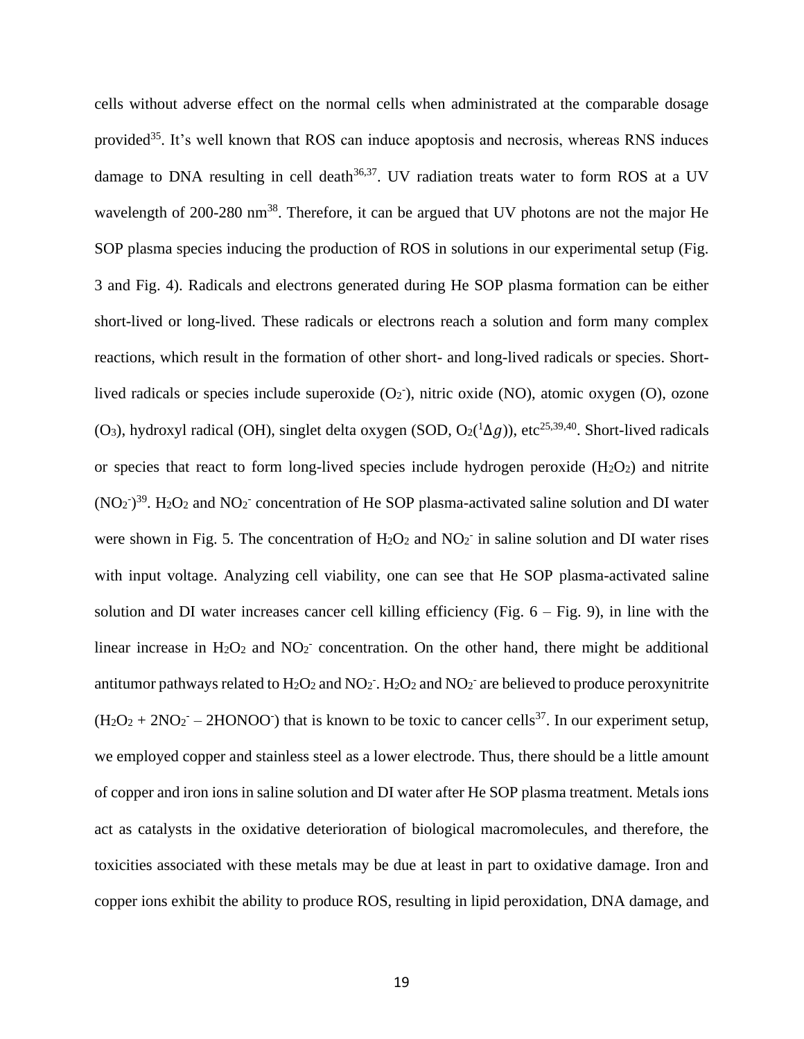cells without adverse effect on the normal cells when administrated at the comparable dosage provided[35]. It's well known that ROS can induce apoptosis and necrosis, whereas RNS induces damage to DNA resulting in cell death[36,37]. UV radiation treats water to form ROS at a UV wavelength of 200-280 nm[38]. Therefore, it can be argued that UV photons are not the major He SOP plasma species inducing the production of ROS in solutions in our experimental setup (Fig. 3 and Fig. 4). Radicals and electrons generated during He SOP plasma formation can be either short-lived or long-lived. These radicals or electrons reach a solution and form many complex reactions, which result in the formation of other short- and long-lived radicals or species. Short-lived radicals or species include superoxide ($O_2^-$), nitric oxide (NO), atomic oxygen (O), ozone ($O_3$), hydroxyl radical (OH), singlet delta oxygen (SOD, $O_2(^1\Delta g)$), etc[25,39,40]. Short-lived radicals or species that react to form long-lived species include hydrogen peroxide ($H_2O_2$) and nitrite ($NO_2^-$)[39]. $H_2O_2$ and $NO_2^-$ concentration of He SOP plasma-activated saline solution and DI water were shown in Fig. 5. The concentration of $H_2O_2$ and $NO_2^-$ in saline solution and DI water rises with input voltage. Analyzing cell viability, one can see that He SOP plasma-activated saline solution and DI water increases cancer cell killing efficiency (Fig. 6 – Fig. 9), in line with the linear increase in $H_2O_2$ and $NO_2^-$ concentration. On the other hand, there might be additional antitumor pathways related to $H_2O_2$ and $NO_2^-$. $H_2O_2$ and $NO_2^-$ are believed to produce peroxynitrite ($H_2O_2 + 2NO_2^- – 2HONOO^-$) that is known to be toxic to cancer cells[37]. In our experiment setup, we employed copper and stainless steel as a lower electrode. Thus, there should be a little amount of copper and iron ions in saline solution and DI water after He SOP plasma treatment. Metals ions act as catalysts in the oxidative deterioration of biological macromolecules, and therefore, the toxicities associated with these metals may be due at least in part to oxidative damage. Iron and copper ions exhibit the ability to produce ROS, resulting in lipid peroxidation, DNA damage, and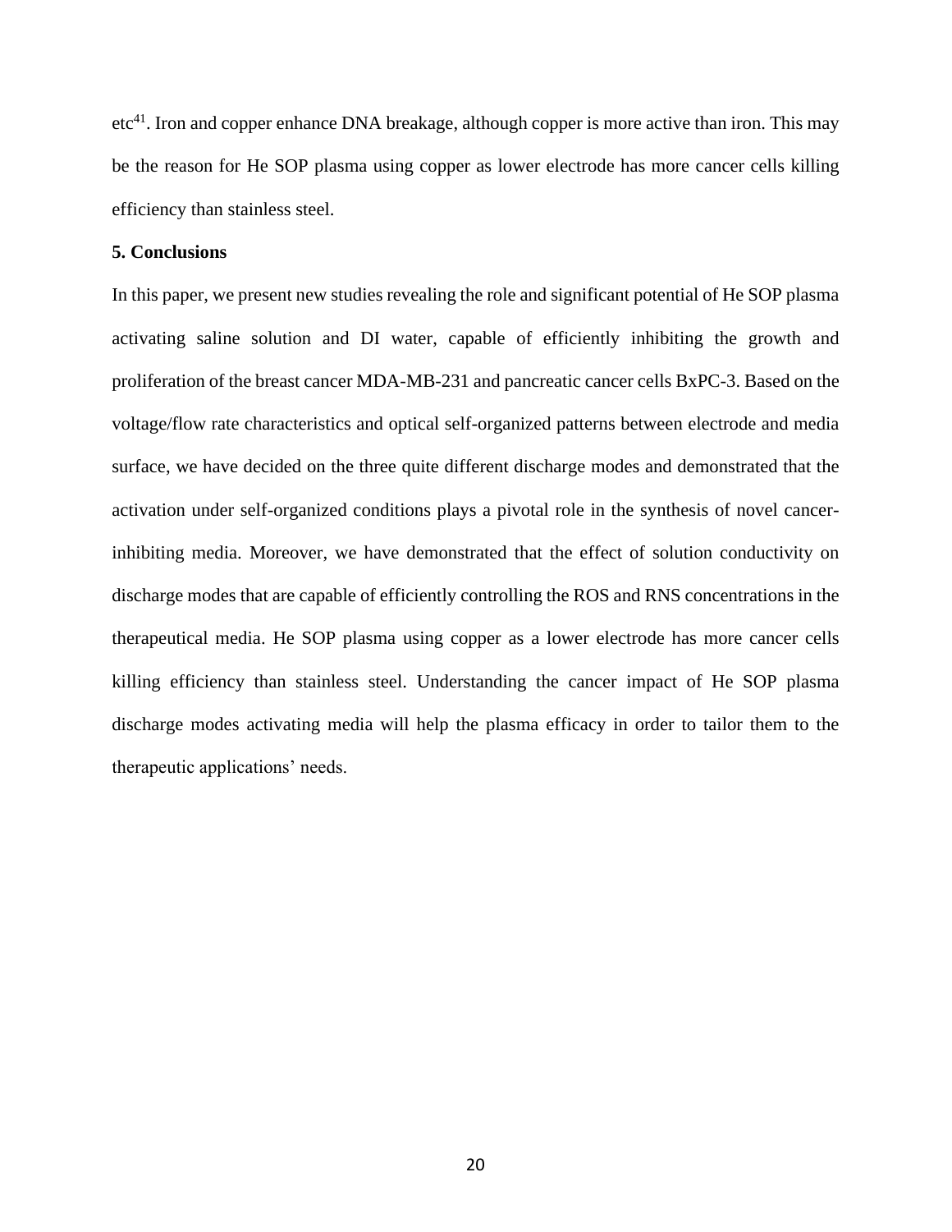etc[41]. Iron and copper enhance DNA breakage, although copper is more active than iron. This may be the reason for He SOP plasma using copper as lower electrode has more cancer cells killing efficiency than stainless steel.

## 5. Conclusions

In this paper, we present new studies revealing the role and significant potential of He SOP plasma activating saline solution and DI water, capable of efficiently inhibiting the growth and proliferation of the breast cancer MDA-MB-231 and pancreatic cancer cells BxPC-3. Based on the voltage/flow rate characteristics and optical self-organized patterns between electrode and media surface, we have decided on the three quite different discharge modes and demonstrated that the activation under self-organized conditions plays a pivotal role in the synthesis of novel cancer-inhibiting media. Moreover, we have demonstrated that the effect of solution conductivity on discharge modes that are capable of efficiently controlling the ROS and RNS concentrations in the therapeutical media. He SOP plasma using copper as a lower electrode has more cancer cells killing efficiency than stainless steel. Understanding the cancer impact of He SOP plasma discharge modes activating media will help the plasma efficacy in order to tailor them to the therapeutic applications' needs.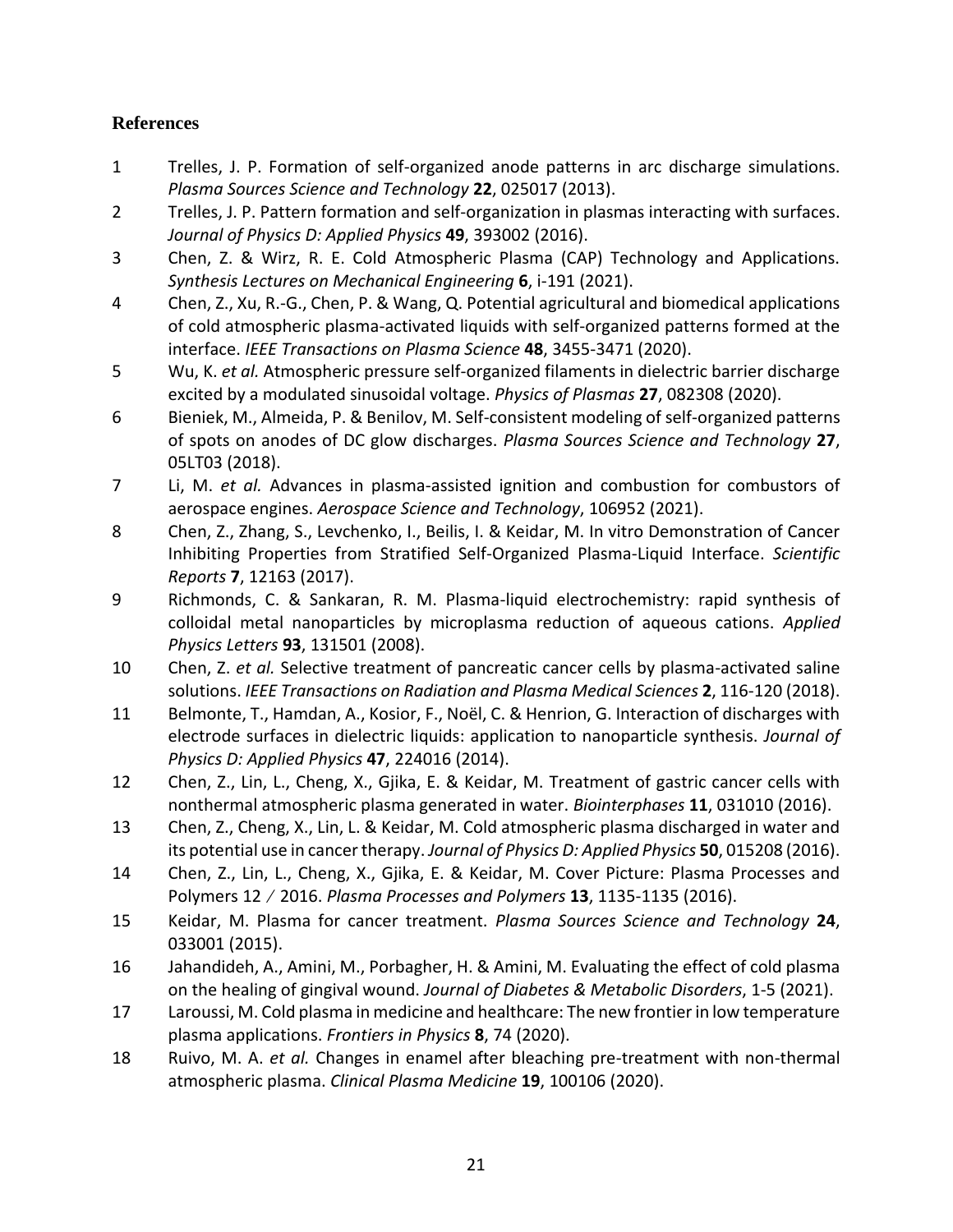## References

1. Trelles, J. P. Formation of self-organized anode patterns in arc discharge simulations. *Plasma Sources Science and Technology* **22**, 025017 (2013).
2. Trelles, J. P. Pattern formation and self-organization in plasmas interacting with surfaces. *Journal of Physics D: Applied Physics* **49**, 393002 (2016).
3. Chen, Z. & Wirz, R. E. Cold Atmospheric Plasma (CAP) Technology and Applications. *Synthesis Lectures on Mechanical Engineering* **6**, i-191 (2021).
4. Chen, Z., Xu, R.-G., Chen, P. & Wang, Q. Potential agricultural and biomedical applications of cold atmospheric plasma-activated liquids with self-organized patterns formed at the interface. *IEEE Transactions on Plasma Science* **48**, 3455-3471 (2020).
5. Wu, K. *et al.* Atmospheric pressure self-organized filaments in dielectric barrier discharge excited by a modulated sinusoidal voltage. *Physics of Plasmas* **27**, 082308 (2020).
6. Bieniek, M., Almeida, P. & Benilov, M. Self-consistent modeling of self-organized patterns of spots on anodes of DC glow discharges. *Plasma Sources Science and Technology* **27**, 05LT03 (2018).
7. Li, M. *et al.* Advances in plasma-assisted ignition and combustion for combustors of aerospace engines. *Aerospace Science and Technology*, 106952 (2021).
8. Chen, Z., Zhang, S., Levchenko, I., Beilis, I. & Keidar, M. In vitro Demonstration of Cancer Inhibiting Properties from Stratified Self-Organized Plasma-Liquid Interface. *Scientific Reports* **7**, 12163 (2017).
9. Richmonds, C. & Sankaran, R. M. Plasma-liquid electrochemistry: rapid synthesis of colloidal metal nanoparticles by microplasma reduction of aqueous cations. *Applied Physics Letters* **93**, 131501 (2008).
10. Chen, Z. *et al.* Selective treatment of pancreatic cancer cells by plasma-activated saline solutions. *IEEE Transactions on Radiation and Plasma Medical Sciences* **2**, 116-120 (2018).
11. Belmonte, T., Hamdan, A., Kosior, F., Noël, C. & Henrion, G. Interaction of discharges with electrode surfaces in dielectric liquids: application to nanoparticle synthesis. *Journal of Physics D: Applied Physics* **47**, 224016 (2014).
12. Chen, Z., Lin, L., Cheng, X., Gjika, E. & Keidar, M. Treatment of gastric cancer cells with nonthermal atmospheric plasma generated in water. *Biointerphases* **11**, 031010 (2016).
13. Chen, Z., Cheng, X., Lin, L. & Keidar, M. Cold atmospheric plasma discharged in water and its potential use in cancer therapy. *Journal of Physics D: Applied Physics* **50**, 015208 (2016).
14. Chen, Z., Lin, L., Cheng, X., Gjika, E. & Keidar, M. Cover Picture: Plasma Processes and Polymers 12 / 2016. *Plasma Processes and Polymers* **13**, 1135-1135 (2016).
15. Keidar, M. Plasma for cancer treatment. *Plasma Sources Science and Technology* **24**, 033001 (2015).
16. Jahandideh, A., Amini, M., Porbagher, H. & Amini, M. Evaluating the effect of cold plasma on the healing of gingival wound. *Journal of Diabetes & Metabolic Disorders*, 1-5 (2021).
17. Laroussi, M. Cold plasma in medicine and healthcare: The new frontier in low temperature plasma applications. *Frontiers in Physics* **8**, 74 (2020).
18. Ruivo, M. A. *et al.* Changes in enamel after bleaching pre-treatment with non-thermal atmospheric plasma. *Clinical Plasma Medicine* **19**, 100106 (2020).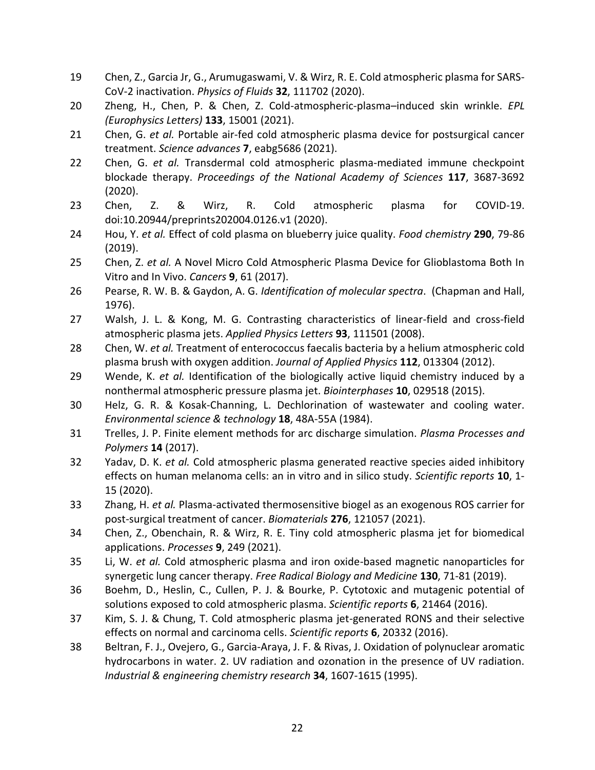19 Chen, Z., Garcia Jr, G., Arumugaswami, V. & Wirz, R. E. Cold atmospheric plasma for SARS-CoV-2 inactivation. *Physics of Fluids* **32**, 111702 (2020).

20 Zheng, H., Chen, P. & Chen, Z. Cold-atmospheric-plasma–induced skin wrinkle. *EPL (Europhysics Letters)* **133**, 15001 (2021).

21 Chen, G. *et al.* Portable air-fed cold atmospheric plasma device for postsurgical cancer treatment. *Science advances* **7**, eabg5686 (2021).

22 Chen, G. *et al.* Transdermal cold atmospheric plasma-mediated immune checkpoint blockade therapy. *Proceedings of the National Academy of Sciences* **117**, 3687-3692 (2020).

23 Chen, Z. & Wirz, R. Cold atmospheric plasma for COVID-19. doi:10.20944/preprints202004.0126.v1 (2020).

24 Hou, Y. *et al.* Effect of cold plasma on blueberry juice quality. *Food chemistry* **290**, 79-86 (2019).

25 Chen, Z. *et al.* A Novel Micro Cold Atmospheric Plasma Device for Glioblastoma Both In Vitro and In Vivo. *Cancers* **9**, 61 (2017).

26 Pearse, R. W. B. & Gaydon, A. G. *Identification of molecular spectra*. (Chapman and Hall, 1976).

27 Walsh, J. L. & Kong, M. G. Contrasting characteristics of linear-field and cross-field atmospheric plasma jets. *Applied Physics Letters* **93**, 111501 (2008).

28 Chen, W. *et al.* Treatment of enterococcus faecalis bacteria by a helium atmospheric cold plasma brush with oxygen addition. *Journal of Applied Physics* **112**, 013304 (2012).

29 Wende, K. *et al.* Identification of the biologically active liquid chemistry induced by a nonthermal atmospheric pressure plasma jet. *Biointerphases* **10**, 029518 (2015).

30 Helz, G. R. & Kosak-Channing, L. Dechlorination of wastewater and cooling water. *Environmental science & technology* **18**, 48A-55A (1984).

31 Trelles, J. P. Finite element methods for arc discharge simulation. *Plasma Processes and Polymers* **14** (2017).

32 Yadav, D. K. *et al.* Cold atmospheric plasma generated reactive species aided inhibitory effects on human melanoma cells: an in vitro and in silico study. *Scientific reports* **10**, 1-15 (2020).

33 Zhang, H. *et al.* Plasma-activated thermosensitive biogel as an exogenous ROS carrier for post-surgical treatment of cancer. *Biomaterials* **276**, 121057 (2021).

34 Chen, Z., Obenchain, R. & Wirz, R. E. Tiny cold atmospheric plasma jet for biomedical applications. *Processes* **9**, 249 (2021).

35 Li, W. *et al.* Cold atmospheric plasma and iron oxide-based magnetic nanoparticles for synergetic lung cancer therapy. *Free Radical Biology and Medicine* **130**, 71-81 (2019).

36 Boehm, D., Heslin, C., Cullen, P. J. & Bourke, P. Cytotoxic and mutagenic potential of solutions exposed to cold atmospheric plasma. *Scientific reports* **6**, 21464 (2016).

37 Kim, S. J. & Chung, T. Cold atmospheric plasma jet-generated RONS and their selective effects on normal and carcinoma cells. *Scientific reports* **6**, 20332 (2016).

38 Beltran, F. J., Ovejero, G., Garcia-Araya, J. F. & Rivas, J. Oxidation of polynuclear aromatic hydrocarbons in water. 2. UV radiation and ozonation in the presence of UV radiation. *Industrial & engineering chemistry research* **34**, 1607-1615 (1995).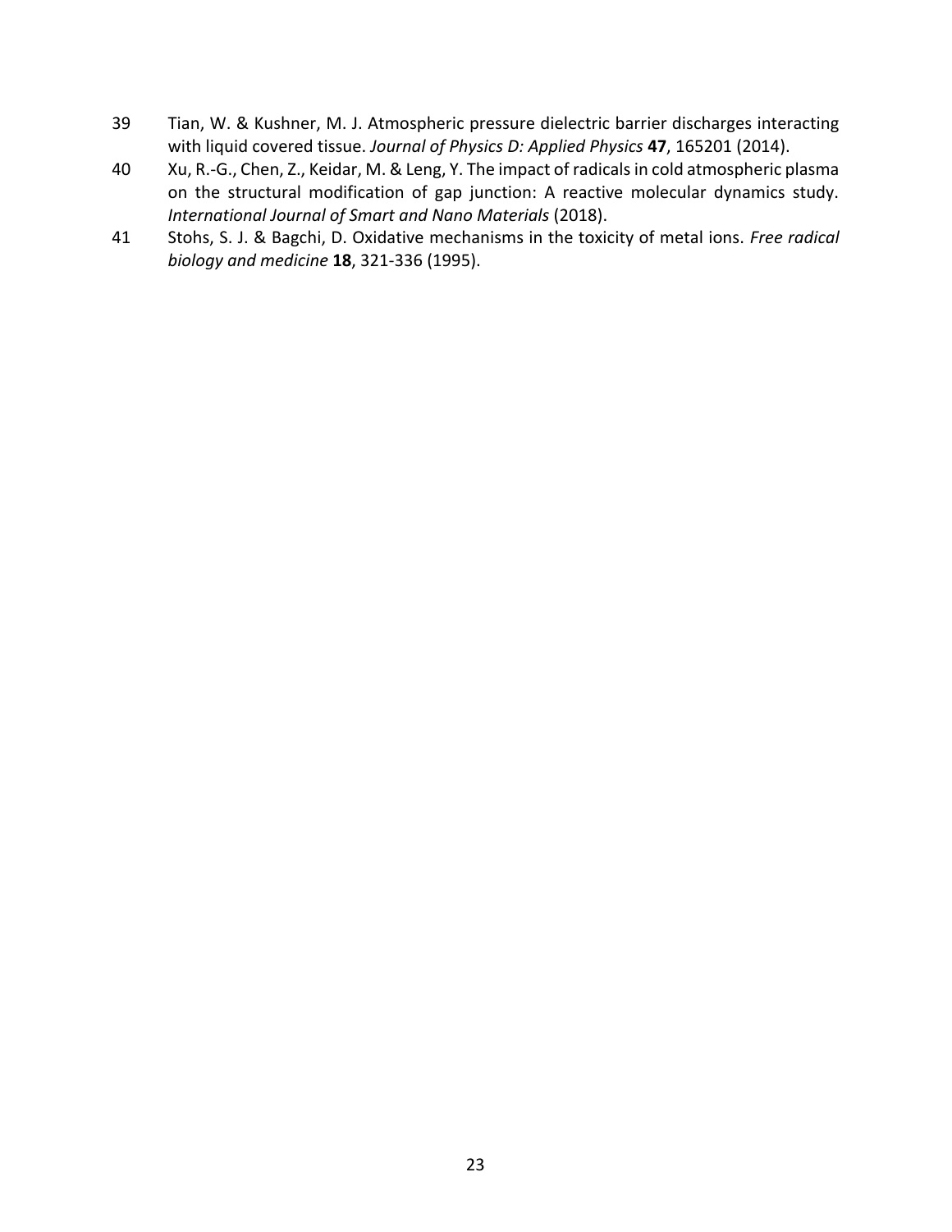39 Tian, W. & Kushner, M. J. Atmospheric pressure dielectric barrier discharges interacting with liquid covered tissue. *Journal of Physics D: Applied Physics* **47**, 165201 (2014).

40 Xu, R.-G., Chen, Z., Keidar, M. & Leng, Y. The impact of radicals in cold atmospheric plasma on the structural modification of gap junction: A reactive molecular dynamics study. *International Journal of Smart and Nano Materials* (2018).

41 Stohs, S. J. & Bagchi, D. Oxidative mechanisms in the toxicity of metal ions. *Free radical biology and medicine* **18**, 321-336 (1995).